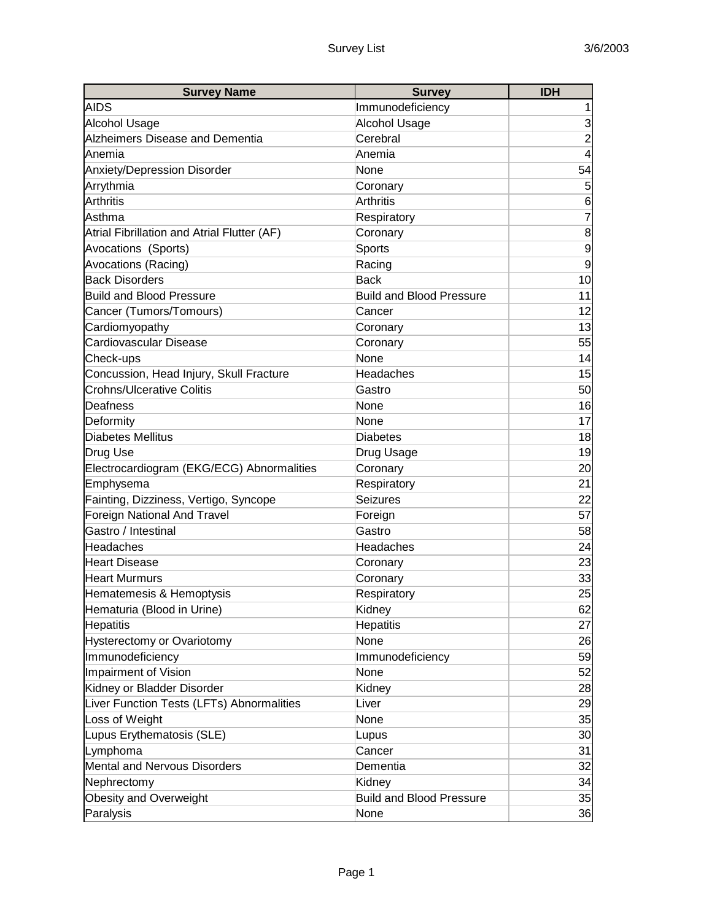| Survey Name | Survey | IDH |
|---|---|---|
| AIDS | Immunodeficiency | 1 |
| Alcohol Usage | Alcohol Usage | 3 |
| Alzheimers Disease and Dementia | Cerebral | 2 |
| Anemia | Anemia | 4 |
| Anxiety/Depression Disorder | None | 54 |
| Arrythmia | Coronary | 5 |
| Arthritis | Arthritis | 6 |
| Asthma | Respiratory | 7 |
| Atrial Fibrillation and Atrial Flutter (AF) | Coronary | 8 |
| Avocations  (Sports) | Sports | 9 |
| Avocations (Racing) | Racing | 9 |
| Back Disorders | Back | 10 |
| Build and Blood Pressure | Build and Blood Pressure | 11 |
| Cancer (Tumors/Tomours) | Cancer | 12 |
| Cardiomyopathy | Coronary | 13 |
| Cardiovascular Disease | Coronary | 55 |
| Check-ups | None | 14 |
| Concussion, Head Injury, Skull Fracture | Headaches | 15 |
| Crohns/Ulcerative Colitis | Gastro | 50 |
| Deafness | None | 16 |
| Deformity | None | 17 |
| Diabetes Mellitus | Diabetes | 18 |
| Drug Use | Drug Usage | 19 |
| Electrocardiogram (EKG/ECG) Abnormalities | Coronary | 20 |
| Emphysema | Respiratory | 21 |
| Fainting, Dizziness, Vertigo, Syncope | Seizures | 22 |
| Foreign National And Travel | Foreign | 57 |
| Gastro / Intestinal | Gastro | 58 |
| Headaches | Headaches | 24 |
| Heart Disease | Coronary | 23 |
| Heart Murmurs | Coronary | 33 |
| Hematemesis & Hemoptysis | Respiratory | 25 |
| Hematuria (Blood in Urine) | Kidney | 62 |
| Hepatitis | Hepatitis | 27 |
| Hysterectomy or Ovariotomy | None | 26 |
| Immunodeficiency | Immunodeficiency | 59 |
| Impairment of Vision | None | 52 |
| Kidney or Bladder Disorder | Kidney | 28 |
| Liver Function Tests (LFTs) Abnormalities | Liver | 29 |
| Loss of Weight | None | 35 |
| Lupus Erythematosis (SLE) | Lupus | 30 |
| Lymphoma | Cancer | 31 |
| Mental and Nervous Disorders | Dementia | 32 |
| Nephrectomy | Kidney | 34 |
| Obesity and Overweight | Build and Blood Pressure | 35 |
| Paralysis | None | 36 |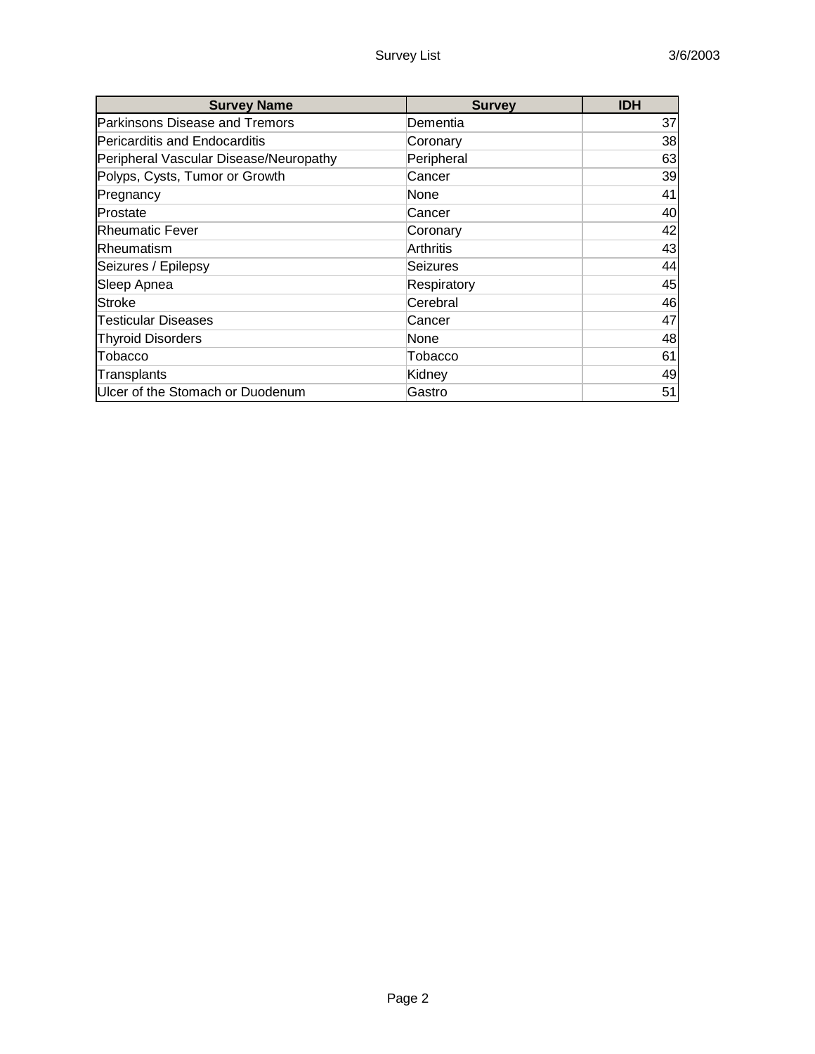| Survey Name | Survey | IDH |
| --- | --- | --- |
| Parkinsons Disease and Tremors | Dementia | 37 |
| Pericarditis and Endocarditis | Coronary | 38 |
| Peripheral Vascular Disease/Neuropathy | Peripheral | 63 |
| Polyps, Cysts, Tumor or Growth | Cancer | 39 |
| Pregnancy | None | 41 |
| Prostate | Cancer | 40 |
| Rheumatic Fever | Coronary | 42 |
| Rheumatism | Arthritis | 43 |
| Seizures / Epilepsy | Seizures | 44 |
| Sleep Apnea | Respiratory | 45 |
| Stroke | Cerebral | 46 |
| Testicular Diseases | Cancer | 47 |
| Thyroid Disorders | None | 48 |
| Tobacco | Tobacco | 61 |
| Transplants | Kidney | 49 |
| Ulcer of the Stomach or Duodenum | Gastro | 51 |